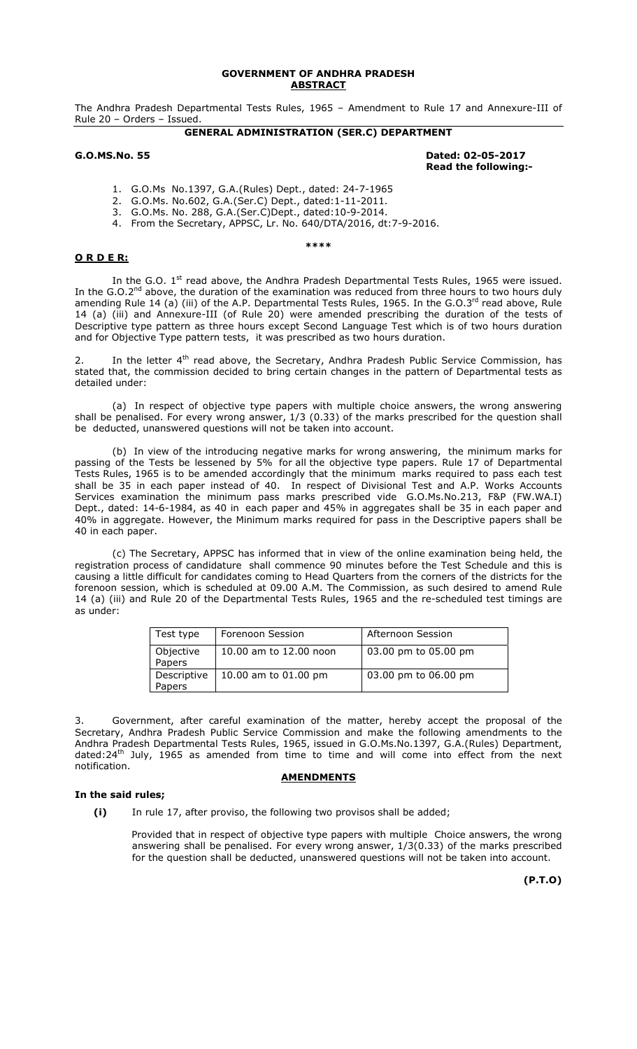**GOVERNMENT OF ANDHRA PRADESH**
**ABSTRACT**

The Andhra Pradesh Departmental Tests Rules, 1965 – Amendment to Rule 17 and Annexure-III of Rule 20 – Orders – Issued.

**GENERAL ADMINISTRATION (SER.C) DEPARTMENT**

**G.O.MS.No. 55** **Dated: 02-05-2017**
**Read the following:-**

1. G.O.Ms No.1397, G.A.(Rules) Dept., dated: 24-7-1965
2. G.O.Ms. No.602, G.A.(Ser.C) Dept., dated:1-11-2011.
3. G.O.Ms. No. 288, G.A.(Ser.C)Dept., dated:10-9-2014.
4. From the Secretary, APPSC, Lr. No. 640/DTA/2016, dt:7-9-2016.

\*\*\*\*

**O R D E R:**

In the G.O. 1st read above, the Andhra Pradesh Departmental Tests Rules, 1965 were issued. In the G.O.2nd above, the duration of the examination was reduced from three hours to two hours duly amending Rule 14 (a) (iii) of the A.P. Departmental Tests Rules, 1965. In the G.O.3rd read above, Rule 14 (a) (iii) and Annexure-III (of Rule 20) were amended prescribing the duration of the tests of Descriptive type pattern as three hours except Second Language Test which is of two hours duration and for Objective Type pattern tests, it was prescribed as two hours duration.

2. In the letter 4th read above, the Secretary, Andhra Pradesh Public Service Commission, has stated that, the commission decided to bring certain changes in the pattern of Departmental tests as detailed under:

(a) In respect of objective type papers with multiple choice answers, the wrong answering shall be penalised. For every wrong answer, 1/3 (0.33) of the marks prescribed for the question shall be deducted, unanswered questions will not be taken into account.

(b) In view of the introducing negative marks for wrong answering, the minimum marks for passing of the Tests be lessened by 5% for all the objective type papers. Rule 17 of Departmental Tests Rules, 1965 is to be amended accordingly that the minimum marks required to pass each test shall be 35 in each paper instead of 40. In respect of Divisional Test and A.P. Works Accounts Services examination the minimum pass marks prescribed vide G.O.Ms.No.213, F&P (FW.WA.I) Dept., dated: 14-6-1984, as 40 in each paper and 45% in aggregates shall be 35 in each paper and 40% in aggregate. However, the Minimum marks required for pass in the Descriptive papers shall be 40 in each paper.

(c) The Secretary, APPSC has informed that in view of the online examination being held, the registration process of candidature shall commence 90 minutes before the Test Schedule and this is causing a little difficult for candidates coming to Head Quarters from the corners of the districts for the forenoon session, which is scheduled at 09.00 A.M. The Commission, as such desired to amend Rule 14 (a) (iii) and Rule 20 of the Departmental Tests Rules, 1965 and the re-scheduled test timings are as under:

| Test type | Forenoon Session | Afternoon Session |
|---|---|---|
| Objective Papers | 10.00 am to 12.00 noon | 03.00 pm to 05.00 pm |
| Descriptive Papers | 10.00 am to 01.00 pm | 03.00 pm to 06.00 pm |

3. Government, after careful examination of the matter, hereby accept the proposal of the Secretary, Andhra Pradesh Public Service Commission and make the following amendments to the Andhra Pradesh Departmental Tests Rules, 1965, issued in G.O.Ms.No.1397, G.A.(Rules) Department, dated:24th July, 1965 as amended from time to time and will come into effect from the next notification.

**AMENDMENTS**

**In the said rules;**

**(i)** In rule 17, after proviso, the following two provisos shall be added;

Provided that in respect of objective type papers with multiple Choice answers, the wrong answering shall be penalised. For every wrong answer, 1/3(0.33) of the marks prescribed for the question shall be deducted, unanswered questions will not be taken into account.

**(P.T.O)**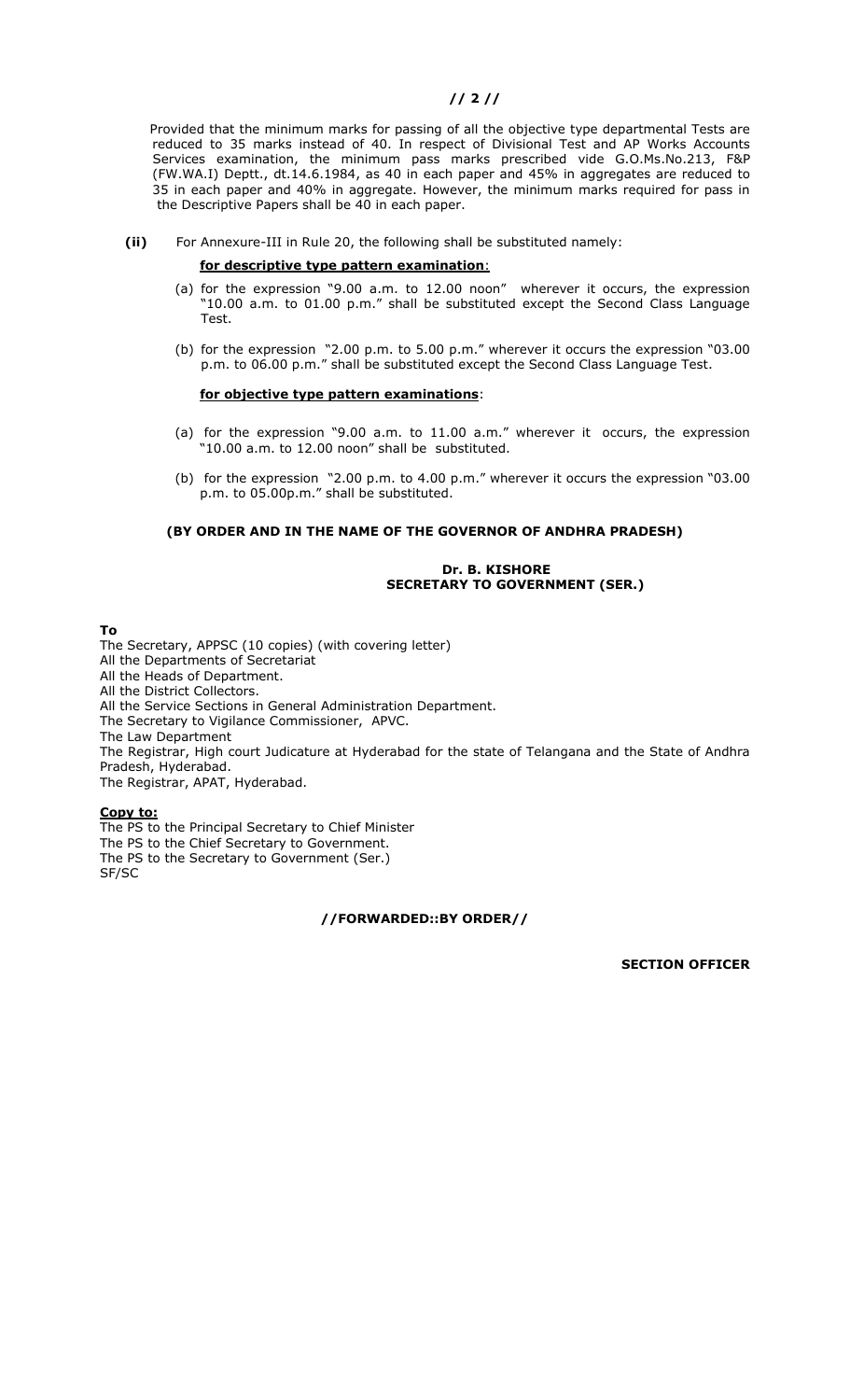Provided that the minimum marks for passing of all the objective type departmental Tests are reduced to 35 marks instead of 40. In respect of Divisional Test and AP Works Accounts Services examination, the minimum pass marks prescribed vide G.O.Ms.No.213, F&P (FW.WA.I) Deptt., dt.14.6.1984, as 40 in each paper and 45% in aggregates are reduced to 35 in each paper and 40% in aggregate. However, the minimum marks required for pass in the Descriptive Papers shall be 40 in each paper.

**(ii)** For Annexure-III in Rule 20, the following shall be substituted namely:

**for descriptive type pattern examination**:

(a) for the expression "9.00 a.m. to 12.00 noon" wherever it occurs, the expression "10.00 a.m. to 01.00 p.m." shall be substituted except the Second Class Language Test.

(b) for the expression "2.00 p.m. to 5.00 p.m." wherever it occurs the expression "03.00 p.m. to 06.00 p.m." shall be substituted except the Second Class Language Test.

**for objective type pattern examinations**:

(a) for the expression "9.00 a.m. to 11.00 a.m." wherever it occurs, the expression "10.00 a.m. to 12.00 noon" shall be substituted.

(b) for the expression "2.00 p.m. to 4.00 p.m." wherever it occurs the expression "03.00 p.m. to 05.00p.m." shall be substituted.

**(BY ORDER AND IN THE NAME OF THE GOVERNOR OF ANDHRA PRADESH)**

**Dr. B. KISHORE**
**SECRETARY TO GOVERNMENT (SER.)**

**To**

The Secretary, APPSC (10 copies) (with covering letter)
All the Departments of Secretariat
All the Heads of Department.
All the District Collectors.
All the Service Sections in General Administration Department.
The Secretary to Vigilance Commissioner, APVC.
The Law Department
The Registrar, High court Judicature at Hyderabad for the state of Telangana and the State of Andhra Pradesh, Hyderabad.
The Registrar, APAT, Hyderabad.

**Copy to:**

The PS to the Principal Secretary to Chief Minister
The PS to the Chief Secretary to Government.
The PS to the Secretary to Government (Ser.)
SF/SC

**//FORWARDED::BY ORDER//**

**SECTION OFFICER**